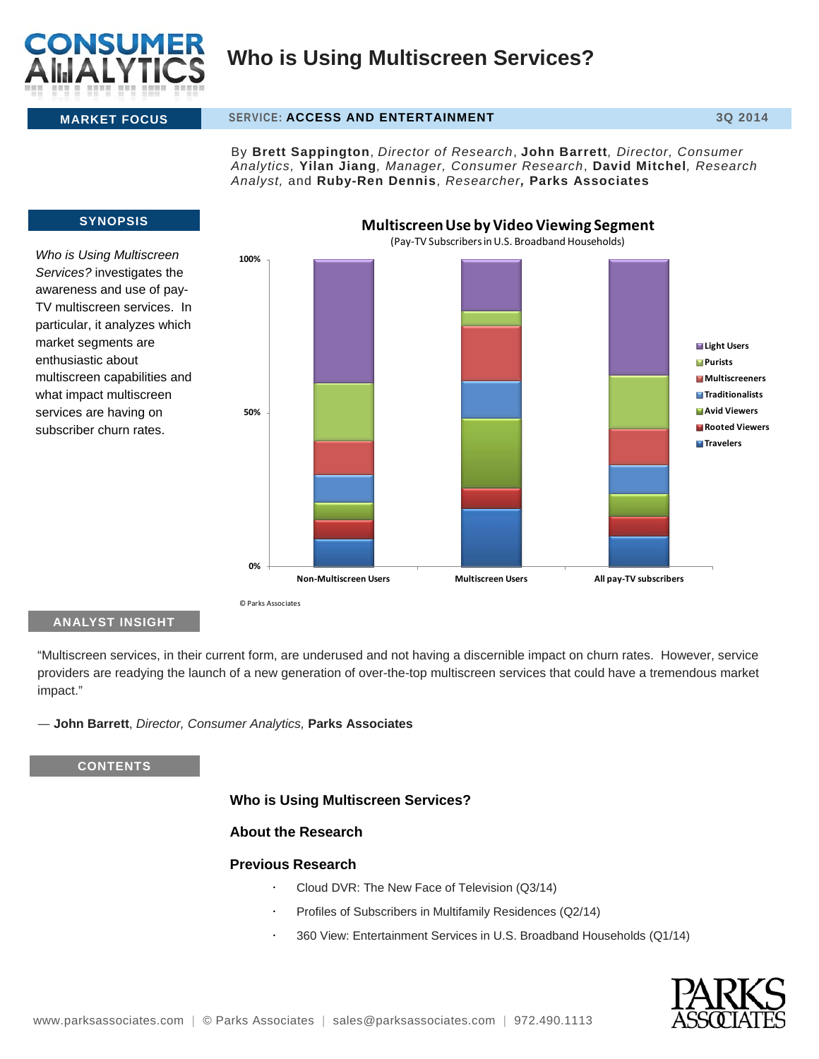# Who is Using Multiscreen Services?

**MARKET FOCUS** | SERVICE: **ACCESS AND ENTERTAINMENT** | **3Q 2014**

By **Brett Sappington**, *Director of Research*, **John Barrett**, *Director, Consumer Analytics*, **Yilan Jiang**, *Manager, Consumer Research*, **David Mitchel**, *Research Analyst*, and **Ruby-Ren Dennis**, *Researcher*, **Parks Associates**

## SYNOPSIS

*Who is Using Multiscreen Services?* investigates the awareness and use of pay-TV multiscreen services. In particular, it analyzes which market segments are enthusiastic about multiscreen capabilities and what impact multiscreen services are having on subscriber churn rates.

**Multiscreen Use by Video Viewing Segment**

(Pay-TV Subscribers in U.S. Broadband Households)

© Parks Associates

## ANALYST INSIGHT

"Multiscreen services, in their current form, are underused and not having a discernible impact on churn rates. However, service providers are readying the launch of a new generation of over-the-top multiscreen services that could have a tremendous market impact."

— **John Barrett**, *Director, Consumer Analytics,* **Parks Associates**

## CONTENTS

### Who is Using Multiscreen Services?

### About the Research

### Previous Research

- Cloud DVR: The New Face of Television (Q3/14)
- Profiles of Subscribers in Multifamily Residences (Q2/14)
- 360 View: Entertainment Services in U.S. Broadband Households (Q1/14)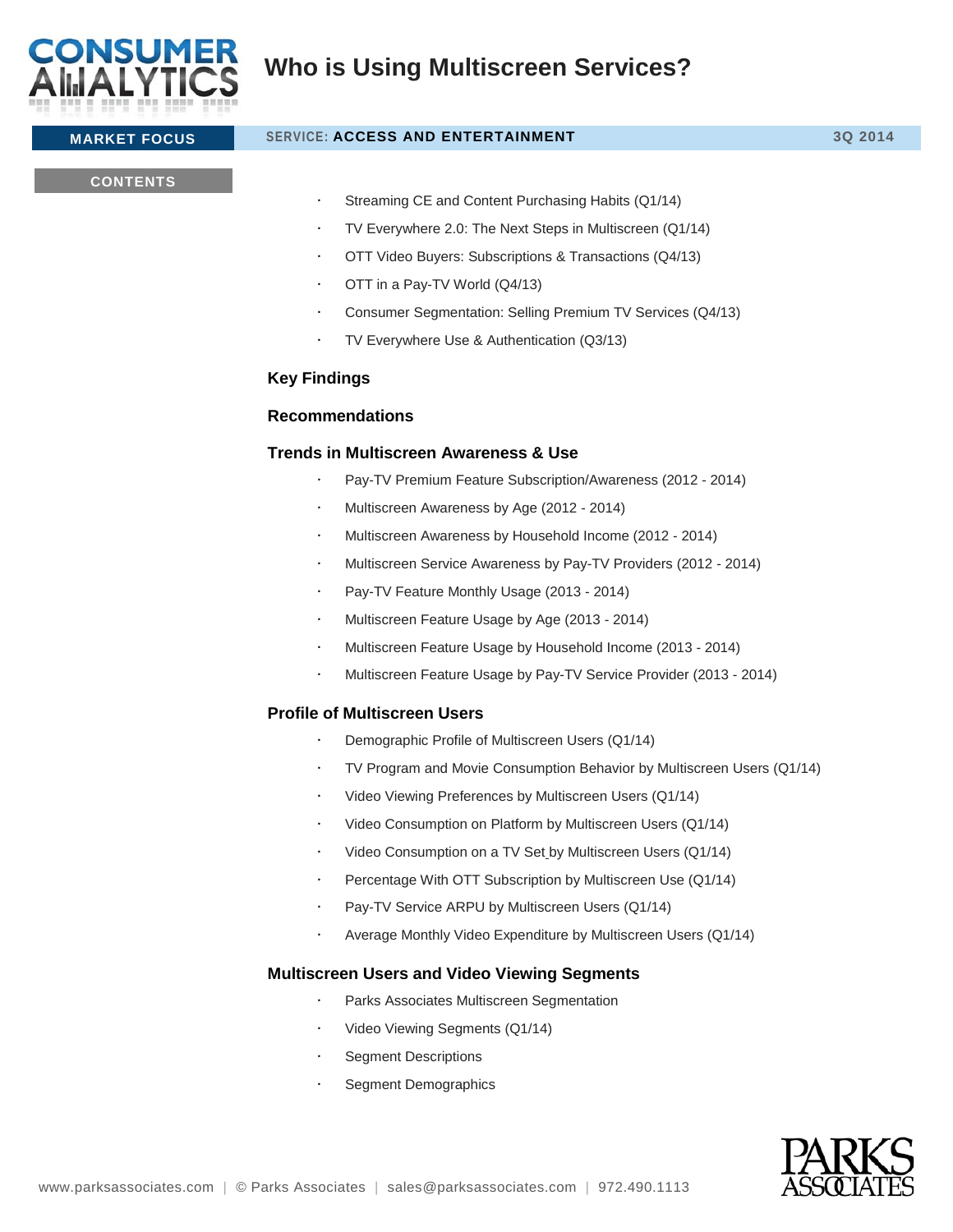# Who is Using Multiscreen Services?

**MARKET FOCUS** | SERVICE: **ACCESS AND ENTERTAINMENT** | **3Q 2014**

**CONTENTS**

- Streaming CE and Content Purchasing Habits (Q1/14)
- TV Everywhere 2.0: The Next Steps in Multiscreen (Q1/14)
- OTT Video Buyers: Subscriptions & Transactions (Q4/13)
- OTT in a Pay-TV World (Q4/13)
- Consumer Segmentation: Selling Premium TV Services (Q4/13)
- TV Everywhere Use & Authentication (Q3/13)

## Key Findings

## Recommendations

## Trends in Multiscreen Awareness & Use

- Pay-TV Premium Feature Subscription/Awareness (2012 - 2014)
- Multiscreen Awareness by Age (2012 - 2014)
- Multiscreen Awareness by Household Income (2012 - 2014)
- Multiscreen Service Awareness by Pay-TV Providers (2012 - 2014)
- Pay-TV Feature Monthly Usage (2013 - 2014)
- Multiscreen Feature Usage by Age (2013 - 2014)
- Multiscreen Feature Usage by Household Income (2013 - 2014)
- Multiscreen Feature Usage by Pay-TV Service Provider (2013 - 2014)

## Profile of Multiscreen Users

- Demographic Profile of Multiscreen Users (Q1/14)
- TV Program and Movie Consumption Behavior by Multiscreen Users (Q1/14)
- Video Viewing Preferences by Multiscreen Users (Q1/14)
- Video Consumption on Platform by Multiscreen Users (Q1/14)
- Video Consumption on a TV Set by Multiscreen Users (Q1/14)
- Percentage With OTT Subscription by Multiscreen Use (Q1/14)
- Pay-TV Service ARPU by Multiscreen Users (Q1/14)
- Average Monthly Video Expenditure by Multiscreen Users (Q1/14)

## Multiscreen Users and Video Viewing Segments

- Parks Associates Multiscreen Segmentation
- Video Viewing Segments (Q1/14)
- Segment Descriptions
- Segment Demographics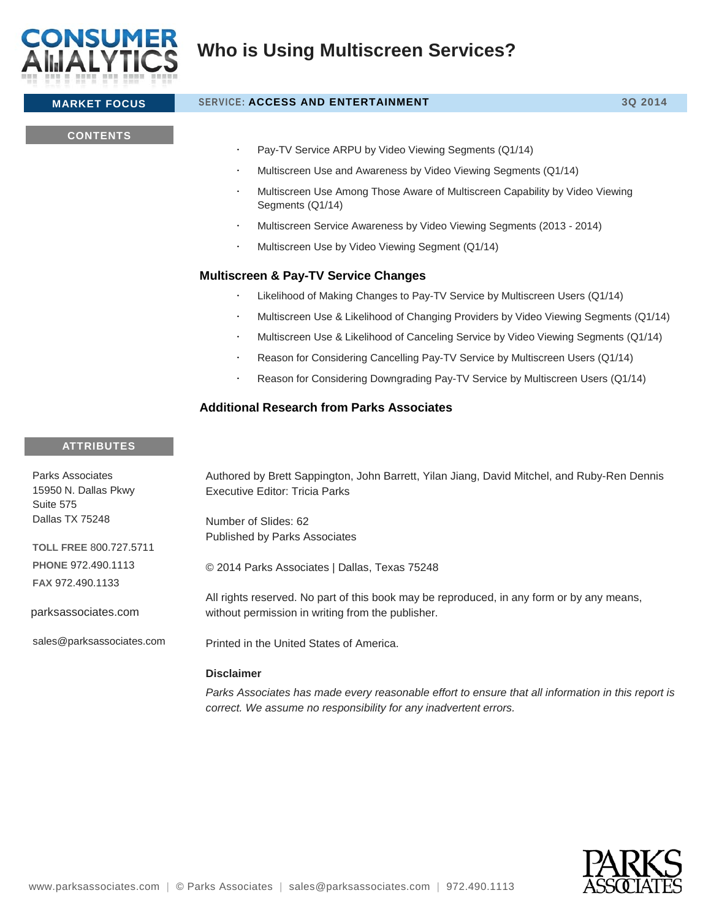# Who is Using Multiscreen Services?

**MARKET FOCUS** | SERVICE: **ACCESS AND ENTERTAINMENT** | **3Q 2014**

**CONTENTS**

- Pay-TV Service ARPU by Video Viewing Segments (Q1/14)
- Multiscreen Use and Awareness by Video Viewing Segments (Q1/14)
- Multiscreen Use Among Those Aware of Multiscreen Capability by Video Viewing Segments (Q1/14)
- Multiscreen Service Awareness by Video Viewing Segments (2013 - 2014)
- Multiscreen Use by Video Viewing Segment (Q1/14)

### Multiscreen & Pay-TV Service Changes

- Likelihood of Making Changes to Pay-TV Service by Multiscreen Users (Q1/14)
- Multiscreen Use & Likelihood of Changing Providers by Video Viewing Segments (Q1/14)
- Multiscreen Use & Likelihood of Canceling Service by Video Viewing Segments (Q1/14)
- Reason for Considering Cancelling Pay-TV Service by Multiscreen Users (Q1/14)
- Reason for Considering Downgrading Pay-TV Service by Multiscreen Users (Q1/14)

### Additional Research from Parks Associates

**ATTRIBUTES**

Parks Associates
15950 N. Dallas Pkwy
Suite 575
Dallas TX 75248

**TOLL FREE** 800.727.5711
**PHONE** 972.490.1113
**FAX** 972.490.1133

parksassociates.com

sales@parksassociates.com

Authored by Brett Sappington, John Barrett, Yilan Jiang, David Mitchel, and Ruby-Ren Dennis
Executive Editor: Tricia Parks

Number of Slides: 62
Published by Parks Associates

© 2014 Parks Associates | Dallas, Texas 75248

All rights reserved. No part of this book may be reproduced, in any form or by any means, without permission in writing from the publisher.

Printed in the United States of America.

**Disclaimer**

*Parks Associates has made every reasonable effort to ensure that all information in this report is correct. We assume no responsibility for any inadvertent errors.*